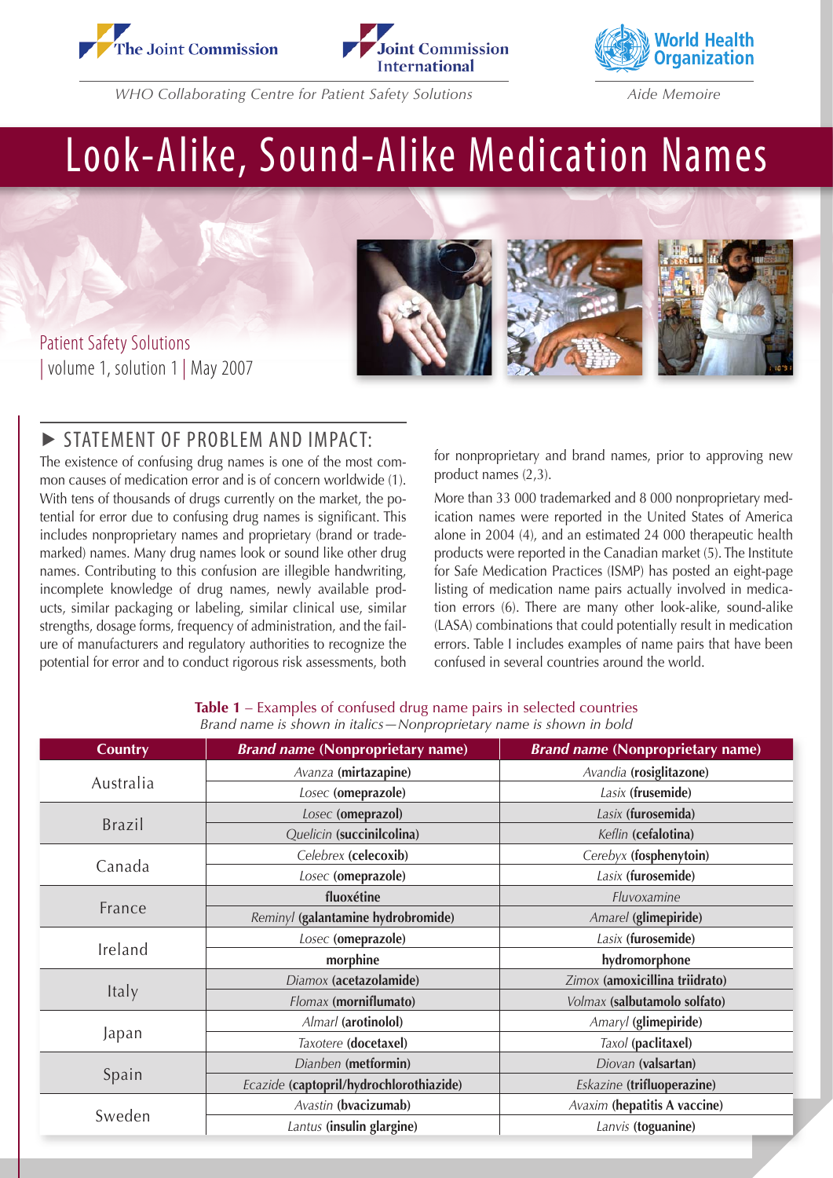The Joint Commission | Joint Commission International | World Health Organization

WHO Collaborating Centre for Patient Safety Solutions | Aide Memoire

# Look-Alike, Sound-Alike Medication Names

Patient Safety Solutions
| volume 1, solution 1 | May 2007

## ▶ STATEMENT OF PROBLEM AND IMPACT:

The existence of confusing drug names is one of the most common causes of medication error and is of concern worldwide (1). With tens of thousands of drugs currently on the market, the potential for error due to confusing drug names is significant. This includes nonproprietary names and proprietary (brand or trademarked) names. Many drug names look or sound like other drug names. Contributing to this confusion are illegible handwriting, incomplete knowledge of drug names, newly available products, similar packaging or labeling, similar clinical use, similar strengths, dosage forms, frequency of administration, and the failure of manufacturers and regulatory authorities to recognize the potential for error and to conduct rigorous risk assessments, both for nonproprietary and brand names, prior to approving new product names (2,3).

More than 33 000 trademarked and 8 000 nonproprietary medication names were reported in the United States of America alone in 2004 (4), and an estimated 24 000 therapeutic health products were reported in the Canadian market (5). The Institute for Safe Medication Practices (ISMP) has posted an eight-page listing of medication name pairs actually involved in medication errors (6). There are many other look-alike, sound-alike (LASA) combinations that could potentially result in medication errors. Table I includes examples of name pairs that have been confused in several countries around the world.

**Table 1** – Examples of confused drug name pairs in selected countries
*Brand name is shown in italics—Nonproprietary name is shown in bold*

| Country | *Brand name* (Nonproprietary name) | *Brand name* (Nonproprietary name) |
|---|---|---|
| Australia | *Avanza* (**mirtazapine**) | *Avandia* (**rosiglitazone**) |
| | *Losec* (**omeprazole**) | *Lasix* (**frusemide**) |
| Brazil | *Losec* (**omeprazol**) | *Lasix* (**furosemida**) |
| | *Quelicin* (**succinilcolina**) | *Keflin* (**cefalotina**) |
| Canada | *Celebrex* (**celecoxib**) | *Cerebyx* (**fosphenytoin**) |
| | *Losec* (**omeprazole**) | *Lasix* (**furosemide**) |
| France | **fluoxétine** | *Fluvoxamine* |
| | *Reminyl* (**galantamine hydrobromide**) | *Amarel* (**glimepiride**) |
| Ireland | *Losec* (**omeprazole**) | *Lasix* (**furosemide**) |
| | **morphine** | **hydromorphone** |
| Italy | *Diamox* (**acetazolamide**) | *Zimox* (**amoxicillina triidrato**) |
| | *Flomax* (**morniflumato**) | *Volmax* (**salbutamolo solfato**) |
| Japan | *Almarl* (**arotinolol**) | *Amaryl* (**glimepiride**) |
| | *Taxotere* (**docetaxel**) | *Taxol* (**paclitaxel**) |
| Spain | *Dianben* (**metformin**) | *Diovan* (**valsartan**) |
| | *Ecazide* (**captopril/hydrochlorothiazide**) | *Eskazine* (**trifluoperazine**) |
| Sweden | *Avastin* (**bvacizumab**) | *Avaxim* (**hepatitis A vaccine**) |
| | *Lantus* (**insulin glargine**) | *Lanvis* (**toguanine**) |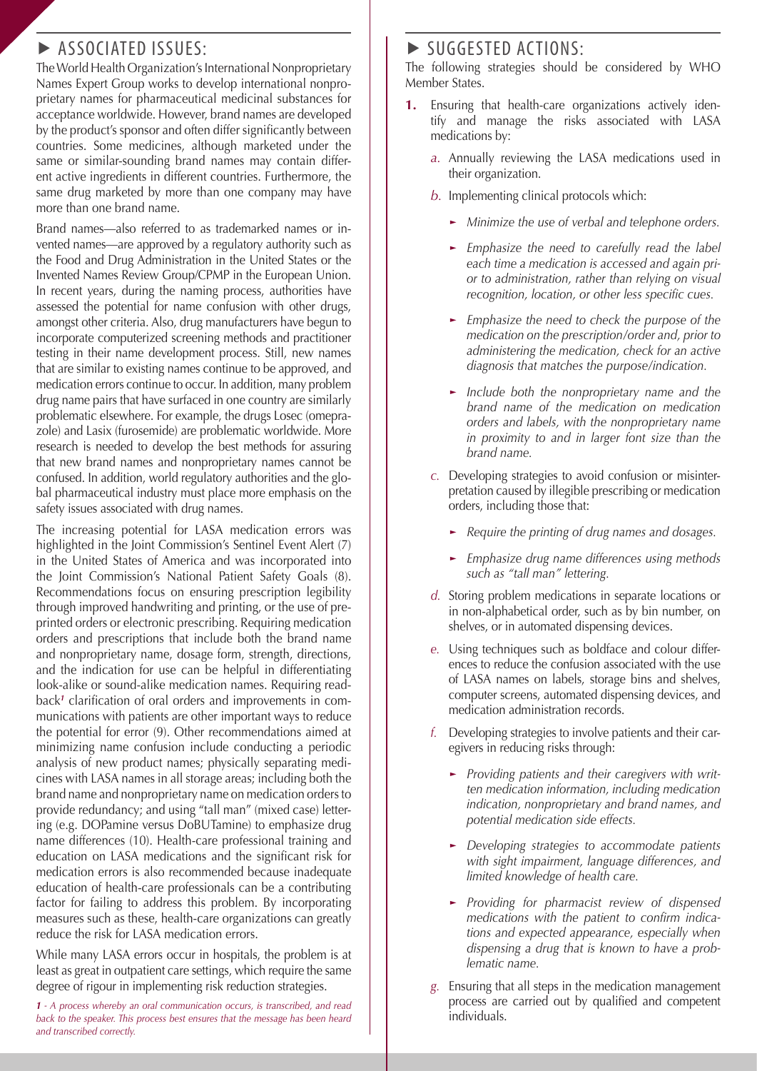## ▶ ASSOCIATED ISSUES:

The World Health Organization's International Nonproprietary Names Expert Group works to develop international nonproprietary names for pharmaceutical medicinal substances for acceptance worldwide. However, brand names are developed by the product's sponsor and often differ significantly between countries. Some medicines, although marketed under the same or similar-sounding brand names may contain different active ingredients in different countries. Furthermore, the same drug marketed by more than one company may have more than one brand name.

Brand names—also referred to as trademarked names or invented names—are approved by a regulatory authority such as the Food and Drug Administration in the United States or the Invented Names Review Group/CPMP in the European Union. In recent years, during the naming process, authorities have assessed the potential for name confusion with other drugs, amongst other criteria. Also, drug manufacturers have begun to incorporate computerized screening methods and practitioner testing in their name development process. Still, new names that are similar to existing names continue to be approved, and medication errors continue to occur. In addition, many problem drug name pairs that have surfaced in one country are similarly problematic elsewhere. For example, the drugs Losec (omeprazole) and Lasix (furosemide) are problematic worldwide. More research is needed to develop the best methods for assuring that new brand names and nonproprietary names cannot be confused. In addition, world regulatory authorities and the global pharmaceutical industry must place more emphasis on the safety issues associated with drug names.

The increasing potential for LASA medication errors was highlighted in the Joint Commission's Sentinel Event Alert (7) in the United States of America and was incorporated into the Joint Commission's National Patient Safety Goals (8). Recommendations focus on ensuring prescription legibility through improved handwriting and printing, or the use of preprinted orders or electronic prescribing. Requiring medication orders and prescriptions that include both the brand name and nonproprietary name, dosage form, strength, directions, and the indication for use can be helpful in differentiating look-alike or sound-alike medication names. Requiring read-back[1] clarification of oral orders and improvements in communications with patients are other important ways to reduce the potential for error (9). Other recommendations aimed at minimizing name confusion include conducting a periodic analysis of new product names; physically separating medicines with LASA names in all storage areas; including both the brand name and nonproprietary name on medication orders to provide redundancy; and using "tall man" (mixed case) lettering (e.g. DOPamine versus DoBUTamine) to emphasize drug name differences (10). Health-care professional training and education on LASA medications and the significant risk for medication errors is also recommended because inadequate education of health-care professionals can be a contributing factor for failing to address this problem. By incorporating measures such as these, health-care organizations can greatly reduce the risk for LASA medication errors.

While many LASA errors occur in hospitals, the problem is at least as great in outpatient care settings, which require the same degree of rigour in implementing risk reduction strategies.

*1 - A process whereby an oral communication occurs, is transcribed, and read back to the speaker. This process best ensures that the message has been heard and transcribed correctly.*

## ▶ SUGGESTED ACTIONS:

The following strategies should be considered by WHO Member States.

1. Ensuring that health-care organizations actively identify and manage the risks associated with LASA medications by:
   a. Annually reviewing the LASA medications used in their organization.
   b. Implementing clinical protocols which:
      - *Minimize the use of verbal and telephone orders.*
      - *Emphasize the need to carefully read the label each time a medication is accessed and again prior to administration, rather than relying on visual recognition, location, or other less specific cues.*
      - *Emphasize the need to check the purpose of the medication on the prescription/order and, prior to administering the medication, check for an active diagnosis that matches the purpose/indication.*
      - *Include both the nonproprietary name and the brand name of the medication on medication orders and labels, with the nonproprietary name in proximity to and in larger font size than the brand name.*
   c. Developing strategies to avoid confusion or misinterpretation caused by illegible prescribing or medication orders, including those that:
      - *Require the printing of drug names and dosages.*
      - *Emphasize drug name differences using methods such as "tall man" lettering.*
   d. Storing problem medications in separate locations or in non-alphabetical order, such as by bin number, on shelves, or in automated dispensing devices.
   e. Using techniques such as boldface and colour differences to reduce the confusion associated with the use of LASA names on labels, storage bins and shelves, computer screens, automated dispensing devices, and medication administration records.
   f. Developing strategies to involve patients and their caregivers in reducing risks through:
      - *Providing patients and their caregivers with written medication information, including medication indication, nonproprietary and brand names, and potential medication side effects.*
      - *Developing strategies to accommodate patients with sight impairment, language differences, and limited knowledge of health care.*
      - *Providing for pharmacist review of dispensed medications with the patient to confirm indications and expected appearance, especially when dispensing a drug that is known to have a problematic name.*
   g. Ensuring that all steps in the medication management process are carried out by qualified and competent individuals.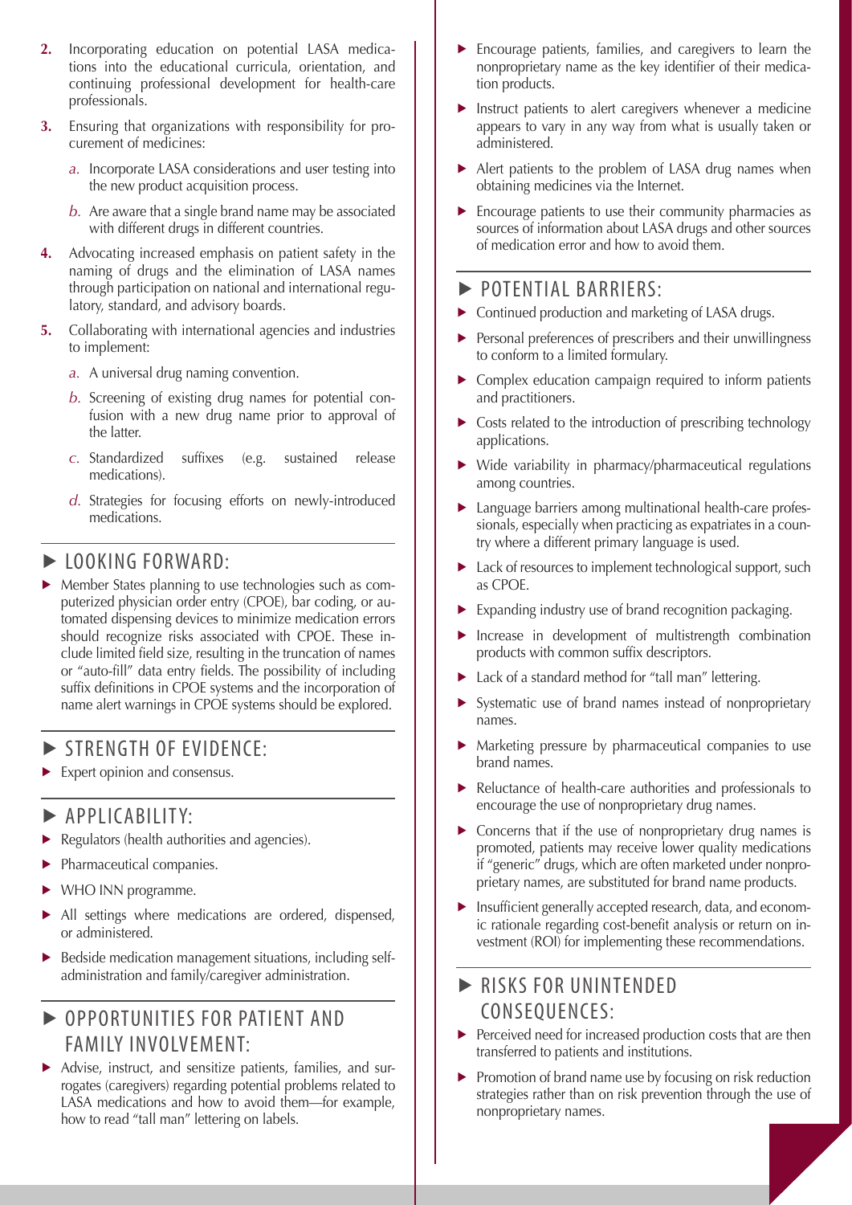2. Incorporating education on potential LASA medications into the educational curricula, orientation, and continuing professional development for health-care professionals.
3. Ensuring that organizations with responsibility for procurement of medicines:
   - *a.* Incorporate LASA considerations and user testing into the new product acquisition process.
   - *b.* Are aware that a single brand name may be associated with different drugs in different countries.
4. Advocating increased emphasis on patient safety in the naming of drugs and the elimination of LASA names through participation on national and international regulatory, standard, and advisory boards.
5. Collaborating with international agencies and industries to implement:
   - *a.* A universal drug naming convention.
   - *b.* Screening of existing drug names for potential confusion with a new drug name prior to approval of the latter.
   - *c.* Standardized suffixes (e.g. sustained release medications).
   - *d.* Strategies for focusing efforts on newly-introduced medications.

## LOOKING FORWARD:

- Member States planning to use technologies such as computerized physician order entry (CPOE), bar coding, or automated dispensing devices to minimize medication errors should recognize risks associated with CPOE. These include limited field size, resulting in the truncation of names or "auto-fill" data entry fields. The possibility of including suffix definitions in CPOE systems and the incorporation of name alert warnings in CPOE systems should be explored.

## STRENGTH OF EVIDENCE:

- Expert opinion and consensus.

## APPLICABILITY:

- Regulators (health authorities and agencies).
- Pharmaceutical companies.
- WHO INN programme.
- All settings where medications are ordered, dispensed, or administered.
- Bedside medication management situations, including self-administration and family/caregiver administration.

## OPPORTUNITIES FOR PATIENT AND FAMILY INVOLVEMENT:

- Advise, instruct, and sensitize patients, families, and surrogates (caregivers) regarding potential problems related to LASA medications and how to avoid them—for example, how to read "tall man" lettering on labels.
- Encourage patients, families, and caregivers to learn the nonproprietary name as the key identifier of their medication products.
- Instruct patients to alert caregivers whenever a medicine appears to vary in any way from what is usually taken or administered.
- Alert patients to the problem of LASA drug names when obtaining medicines via the Internet.
- Encourage patients to use their community pharmacies as sources of information about LASA drugs and other sources of medication error and how to avoid them.

## POTENTIAL BARRIERS:

- Continued production and marketing of LASA drugs.
- Personal preferences of prescribers and their unwillingness to conform to a limited formulary.
- Complex education campaign required to inform patients and practitioners.
- Costs related to the introduction of prescribing technology applications.
- Wide variability in pharmacy/pharmaceutical regulations among countries.
- Language barriers among multinational health-care professionals, especially when practicing as expatriates in a country where a different primary language is used.
- Lack of resources to implement technological support, such as CPOE.
- Expanding industry use of brand recognition packaging.
- Increase in development of multistrength combination products with common suffix descriptors.
- Lack of a standard method for "tall man" lettering.
- Systematic use of brand names instead of nonproprietary names.
- Marketing pressure by pharmaceutical companies to use brand names.
- Reluctance of health-care authorities and professionals to encourage the use of nonproprietary drug names.
- Concerns that if the use of nonproprietary drug names is promoted, patients may receive lower quality medications if "generic" drugs, which are often marketed under nonproprietary names, are substituted for brand name products.
- Insufficient generally accepted research, data, and economic rationale regarding cost-benefit analysis or return on investment (ROI) for implementing these recommendations.

## RISKS FOR UNINTENDED CONSEQUENCES:

- Perceived need for increased production costs that are then transferred to patients and institutions.
- Promotion of brand name use by focusing on risk reduction strategies rather than on risk prevention through the use of nonproprietary names.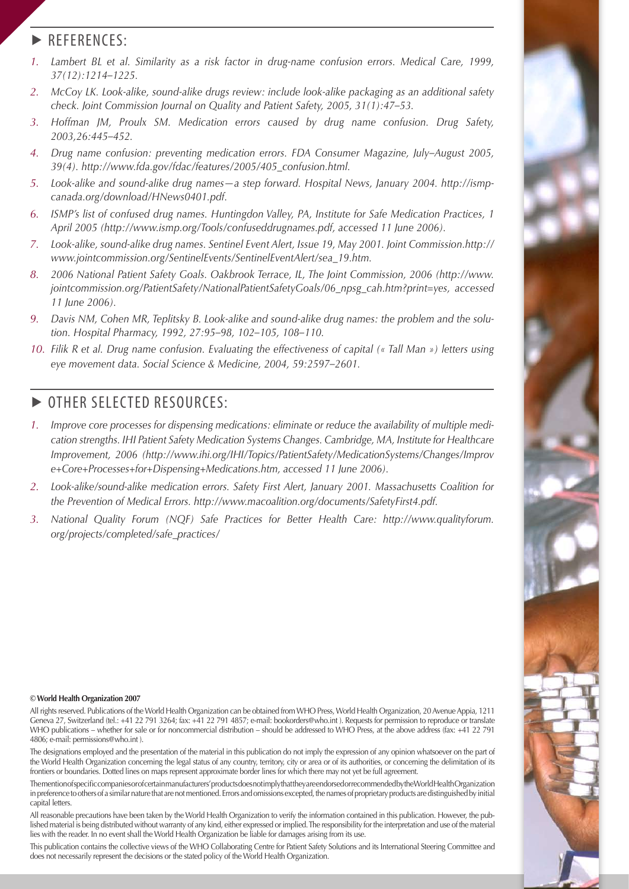## ▶ REFERENCES:

1. *Lambert BL et al. Similarity as a risk factor in drug-name confusion errors. Medical Care, 1999, 37(12):1214–1225.*
2. *McCoy LK. Look-alike, sound-alike drugs review: include look-alike packaging as an additional safety check. Joint Commission Journal on Quality and Patient Safety, 2005, 31(1):47–53.*
3. *Hoffman JM, Proulx SM. Medication errors caused by drug name confusion. Drug Safety, 2003,26:445–452.*
4. *Drug name confusion: preventing medication errors. FDA Consumer Magazine, July–August 2005, 39(4). http://www.fda.gov/fdac/features/2005/405_confusion.html.*
5. *Look-alike and sound-alike drug names—a step forward. Hospital News, January 2004. http://ismp-canada.org/download/HNews0401.pdf.*
6. *ISMP's list of confused drug names. Huntingdon Valley, PA, Institute for Safe Medication Practices, 1 April 2005 (http://www.ismp.org/Tools/confuseddrugnames.pdf, accessed 11 June 2006).*
7. *Look-alike, sound-alike drug names. Sentinel Event Alert, Issue 19, May 2001. Joint Commission.http://www.jointcommission.org/SentinelEvents/SentinelEventAlert/sea_19.htm.*
8. *2006 National Patient Safety Goals. Oakbrook Terrace, IL, The Joint Commission, 2006 (http://www.jointcommission.org/PatientSafety/NationalPatientSafetyGoals/06_npsg_cah.htm?print=yes, accessed 11 June 2006).*
9. *Davis NM, Cohen MR, Teplitsky B. Look-alike and sound-alike drug names: the problem and the solution. Hospital Pharmacy, 1992, 27:95–98, 102–105, 108–110.*
10. *Filik R et al. Drug name confusion. Evaluating the effectiveness of capital (« Tall Man ») letters using eye movement data. Social Science & Medicine, 2004, 59:2597–2601.*

## ▶ OTHER SELECTED RESOURCES:

1. *Improve core processes for dispensing medications: eliminate or reduce the availability of multiple medication strengths. IHI Patient Safety Medication Systems Changes. Cambridge, MA, Institute for Healthcare Improvement, 2006 (http://www.ihi.org/IHI/Topics/PatientSafety/MedicationSystems/Changes/Improve+Core+Processes+for+Dispensing+Medications.htm, accessed 11 June 2006).*
2. *Look-alike/sound-alike medication errors. Safety First Alert, January 2001. Massachusetts Coalition for the Prevention of Medical Errors. http://www.macoalition.org/documents/SafetyFirst4.pdf.*
3. *National Quality Forum (NQF) Safe Practices for Better Health Care: http://www.qualityforum.org/projects/completed/safe_practices/*

**© World Health Organization 2007**

All rights reserved. Publications of the World Health Organization can be obtained from WHO Press, World Health Organization, 20 Avenue Appia, 1211 Geneva 27, Switzerland (tel.: +41 22 791 3264; fax: +41 22 791 4857; e-mail: bookorders@who.int ). Requests for permission to reproduce or translate WHO publications – whether for sale or for noncommercial distribution – should be addressed to WHO Press, at the above address (fax: +41 22 791 4806; e-mail: permissions@who.int ).

The designations employed and the presentation of the material in this publication do not imply the expression of any opinion whatsoever on the part of the World Health Organization concerning the legal status of any country, territory, city or area or of its authorities, or concerning the delimitation of its frontiers or boundaries. Dotted lines on maps represent approximate border lines for which there may not yet be full agreement.

The mention of specific companies or of certain manufacturers' products does not imply that they are endorsed or recommended by the World Health Organization in preference to others of a similar nature that are not mentioned. Errors and omissions excepted, the names of proprietary products are distinguished by initial capital letters.

All reasonable precautions have been taken by the World Health Organization to verify the information contained in this publication. However, the published material is being distributed without warranty of any kind, either expressed or implied. The responsibility for the interpretation and use of the material lies with the reader. In no event shall the World Health Organization be liable for damages arising from its use.

This publication contains the collective views of the WHO Collaborating Centre for Patient Safety Solutions and its International Steering Committee and does not necessarily represent the decisions or the stated policy of the World Health Organization.